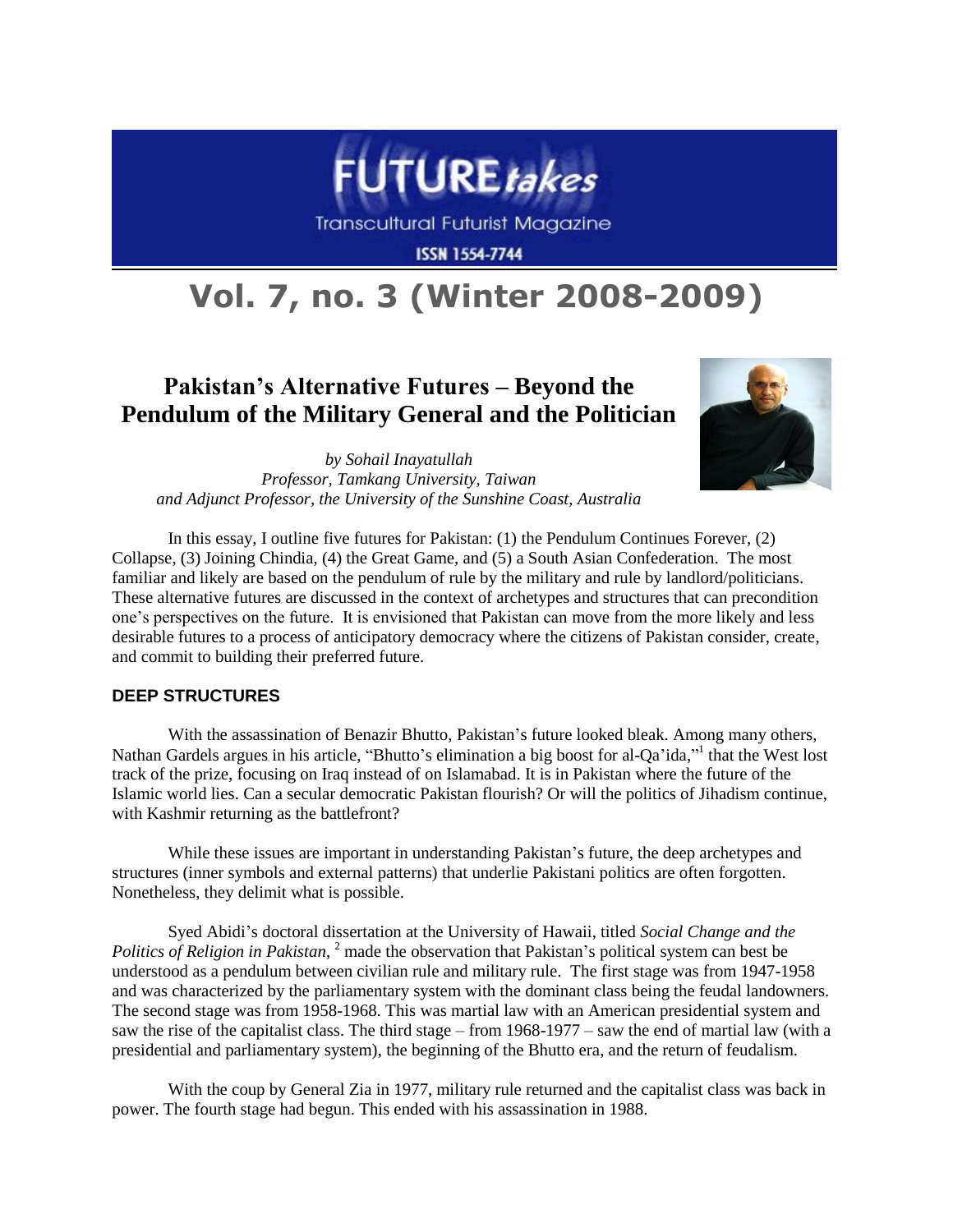# FUTURE*takes*

Transcultural Futurist Magazine

ISSN 1554-7744

# Vol. 7, no. 3 (Winter 2008-2009)

## Pakistan's Alternative Futures – Beyond the Pendulum of the Military General and the Politician

*by Sohail Inayatullah*
*Professor, Tamkang University, Taiwan*
*and Adjunct Professor, the University of the Sunshine Coast, Australia*

In this essay, I outline five futures for Pakistan: (1) the Pendulum Continues Forever, (2) Collapse, (3) Joining Chindia, (4) the Great Game, and (5) a South Asian Confederation. The most familiar and likely are based on the pendulum of rule by the military and rule by landlord/politicians. These alternative futures are discussed in the context of archetypes and structures that can precondition one's perspectives on the future. It is envisioned that Pakistan can move from the more likely and less desirable futures to a process of anticipatory democracy where the citizens of Pakistan consider, create, and commit to building their preferred future.

### DEEP STRUCTURES

With the assassination of Benazir Bhutto, Pakistan's future looked bleak. Among many others, Nathan Gardels argues in his article, "Bhutto's elimination a big boost for al-Qa'ida,"[1] that the West lost track of the prize, focusing on Iraq instead of on Islamabad. It is in Pakistan where the future of the Islamic world lies. Can a secular democratic Pakistan flourish? Or will the politics of Jihadism continue, with Kashmir returning as the battlefront?

While these issues are important in understanding Pakistan's future, the deep archetypes and structures (inner symbols and external patterns) that underlie Pakistani politics are often forgotten. Nonetheless, they delimit what is possible.

Syed Abidi's doctoral dissertation at the University of Hawaii, titled *Social Change and the Politics of Religion in Pakistan*, [2] made the observation that Pakistan's political system can best be understood as a pendulum between civilian rule and military rule. The first stage was from 1947-1958 and was characterized by the parliamentary system with the dominant class being the feudal landowners. The second stage was from 1958-1968. This was martial law with an American presidential system and saw the rise of the capitalist class. The third stage – from 1968-1977 – saw the end of martial law (with a presidential and parliamentary system), the beginning of the Bhutto era, and the return of feudalism.

With the coup by General Zia in 1977, military rule returned and the capitalist class was back in power. The fourth stage had begun. This ended with his assassination in 1988.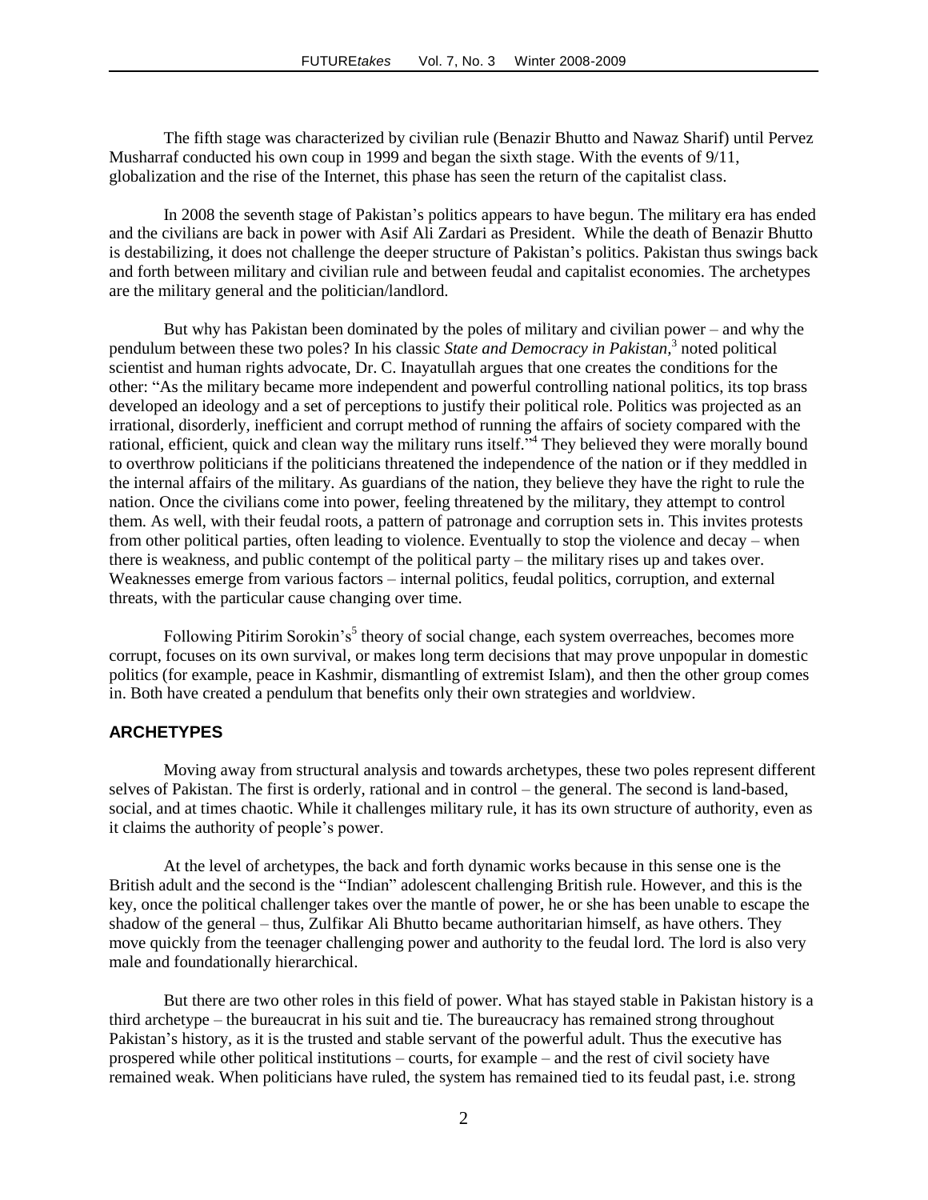The fifth stage was characterized by civilian rule (Benazir Bhutto and Nawaz Sharif) until Pervez Musharraf conducted his own coup in 1999 and began the sixth stage. With the events of 9/11, globalization and the rise of the Internet, this phase has seen the return of the capitalist class.

In 2008 the seventh stage of Pakistan's politics appears to have begun. The military era has ended and the civilians are back in power with Asif Ali Zardari as President. While the death of Benazir Bhutto is destabilizing, it does not challenge the deeper structure of Pakistan's politics. Pakistan thus swings back and forth between military and civilian rule and between feudal and capitalist economies. The archetypes are the military general and the politician/landlord.

But why has Pakistan been dominated by the poles of military and civilian power – and why the pendulum between these two poles? In his classic *State and Democracy in Pakistan,*[3] noted political scientist and human rights advocate, Dr. C. Inayatullah argues that one creates the conditions for the other: "As the military became more independent and powerful controlling national politics, its top brass developed an ideology and a set of perceptions to justify their political role. Politics was projected as an irrational, disorderly, inefficient and corrupt method of running the affairs of society compared with the rational, efficient, quick and clean way the military runs itself."[4] They believed they were morally bound to overthrow politicians if the politicians threatened the independence of the nation or if they meddled in the internal affairs of the military. As guardians of the nation, they believe they have the right to rule the nation. Once the civilians come into power, feeling threatened by the military, they attempt to control them. As well, with their feudal roots, a pattern of patronage and corruption sets in. This invites protests from other political parties, often leading to violence. Eventually to stop the violence and decay – when there is weakness, and public contempt of the political party – the military rises up and takes over. Weaknesses emerge from various factors – internal politics, feudal politics, corruption, and external threats, with the particular cause changing over time.

Following Pitirim Sorokin's[5] theory of social change, each system overreaches, becomes more corrupt, focuses on its own survival, or makes long term decisions that may prove unpopular in domestic politics (for example, peace in Kashmir, dismantling of extremist Islam), and then the other group comes in. Both have created a pendulum that benefits only their own strategies and worldview.

## ARCHETYPES

Moving away from structural analysis and towards archetypes, these two poles represent different selves of Pakistan. The first is orderly, rational and in control – the general. The second is land-based, social, and at times chaotic. While it challenges military rule, it has its own structure of authority, even as it claims the authority of people's power.

At the level of archetypes, the back and forth dynamic works because in this sense one is the British adult and the second is the "Indian" adolescent challenging British rule. However, and this is the key, once the political challenger takes over the mantle of power, he or she has been unable to escape the shadow of the general – thus, Zulfikar Ali Bhutto became authoritarian himself, as have others. They move quickly from the teenager challenging power and authority to the feudal lord. The lord is also very male and foundationally hierarchical.

But there are two other roles in this field of power. What has stayed stable in Pakistan history is a third archetype – the bureaucrat in his suit and tie. The bureaucracy has remained strong throughout Pakistan's history, as it is the trusted and stable servant of the powerful adult. Thus the executive has prospered while other political institutions – courts, for example – and the rest of civil society have remained weak. When politicians have ruled, the system has remained tied to its feudal past, i.e. strong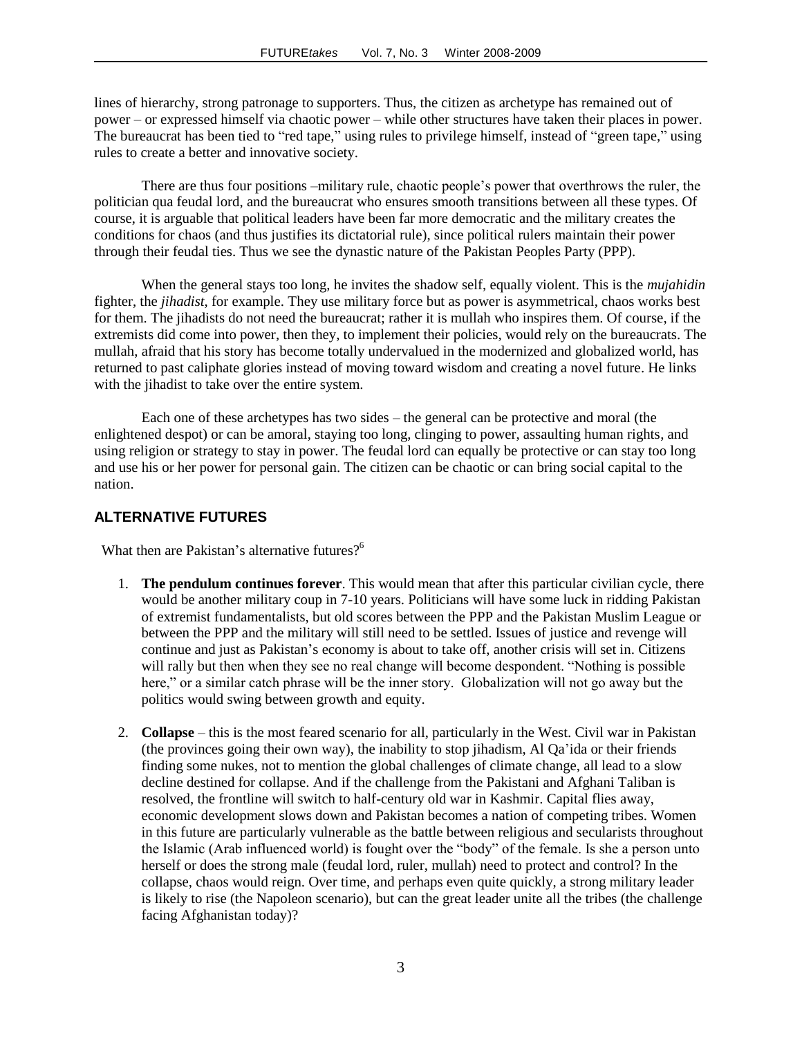lines of hierarchy, strong patronage to supporters. Thus, the citizen as archetype has remained out of power – or expressed himself via chaotic power – while other structures have taken their places in power. The bureaucrat has been tied to "red tape," using rules to privilege himself, instead of "green tape," using rules to create a better and innovative society.

There are thus four positions –military rule, chaotic people's power that overthrows the ruler, the politician qua feudal lord, and the bureaucrat who ensures smooth transitions between all these types. Of course, it is arguable that political leaders have been far more democratic and the military creates the conditions for chaos (and thus justifies its dictatorial rule), since political rulers maintain their power through their feudal ties. Thus we see the dynastic nature of the Pakistan Peoples Party (PPP).

When the general stays too long, he invites the shadow self, equally violent. This is the *mujahidin* fighter, the *jihadist*, for example. They use military force but as power is asymmetrical, chaos works best for them. The jihadists do not need the bureaucrat; rather it is mullah who inspires them. Of course, if the extremists did come into power, then they, to implement their policies, would rely on the bureaucrats. The mullah, afraid that his story has become totally undervalued in the modernized and globalized world, has returned to past caliphate glories instead of moving toward wisdom and creating a novel future. He links with the jihadist to take over the entire system.

Each one of these archetypes has two sides – the general can be protective and moral (the enlightened despot) or can be amoral, staying too long, clinging to power, assaulting human rights, and using religion or strategy to stay in power. The feudal lord can equally be protective or can stay too long and use his or her power for personal gain. The citizen can be chaotic or can bring social capital to the nation.

## ALTERNATIVE FUTURES

What then are Pakistan's alternative futures?[6]

1. **The pendulum continues forever**. This would mean that after this particular civilian cycle, there would be another military coup in 7-10 years. Politicians will have some luck in ridding Pakistan of extremist fundamentalists, but old scores between the PPP and the Pakistan Muslim League or between the PPP and the military will still need to be settled. Issues of justice and revenge will continue and just as Pakistan's economy is about to take off, another crisis will set in. Citizens will rally but then when they see no real change will become despondent. "Nothing is possible here," or a similar catch phrase will be the inner story. Globalization will not go away but the politics would swing between growth and equity.

2. **Collapse** – this is the most feared scenario for all, particularly in the West. Civil war in Pakistan (the provinces going their own way), the inability to stop jihadism, Al Qa'ida or their friends finding some nukes, not to mention the global challenges of climate change, all lead to a slow decline destined for collapse. And if the challenge from the Pakistani and Afghani Taliban is resolved, the frontline will switch to half-century old war in Kashmir. Capital flies away, economic development slows down and Pakistan becomes a nation of competing tribes. Women in this future are particularly vulnerable as the battle between religious and secularists throughout the Islamic (Arab influenced world) is fought over the "body" of the female. Is she a person unto herself or does the strong male (feudal lord, ruler, mullah) need to protect and control? In the collapse, chaos would reign. Over time, and perhaps even quite quickly, a strong military leader is likely to rise (the Napoleon scenario), but can the great leader unite all the tribes (the challenge facing Afghanistan today)?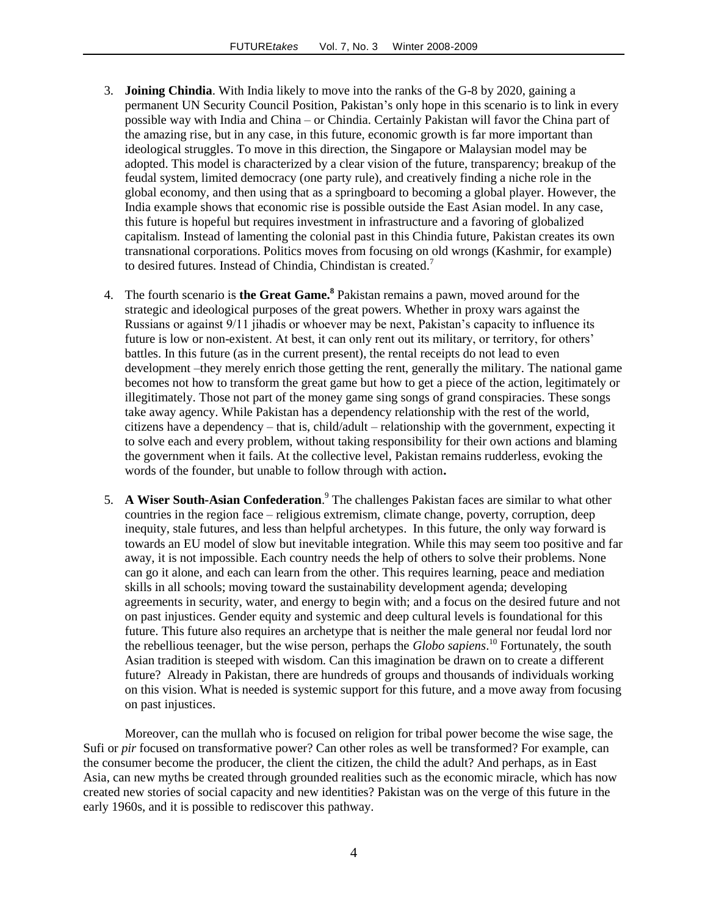3. **Joining Chindia**. With India likely to move into the ranks of the G-8 by 2020, gaining a permanent UN Security Council Position, Pakistan's only hope in this scenario is to link in every possible way with India and China – or Chindia. Certainly Pakistan will favor the China part of the amazing rise, but in any case, in this future, economic growth is far more important than ideological struggles. To move in this direction, the Singapore or Malaysian model may be adopted. This model is characterized by a clear vision of the future, transparency; breakup of the feudal system, limited democracy (one party rule), and creatively finding a niche role in the global economy, and then using that as a springboard to becoming a global player. However, the India example shows that economic rise is possible outside the East Asian model. In any case, this future is hopeful but requires investment in infrastructure and a favoring of globalized capitalism. Instead of lamenting the colonial past in this Chindia future, Pakistan creates its own transnational corporations. Politics moves from focusing on old wrongs (Kashmir, for example) to desired futures. Instead of Chindia, Chindistan is created.[7]

4. The fourth scenario is **the Great Game.[8]** Pakistan remains a pawn, moved around for the strategic and ideological purposes of the great powers. Whether in proxy wars against the Russians or against 9/11 jihadis or whoever may be next, Pakistan's capacity to influence its future is low or non-existent. At best, it can only rent out its military, or territory, for others' battles. In this future (as in the current present), the rental receipts do not lead to even development –they merely enrich those getting the rent, generally the military. The national game becomes not how to transform the great game but how to get a piece of the action, legitimately or illegitimately. Those not part of the money game sing songs of grand conspiracies. These songs take away agency. While Pakistan has a dependency relationship with the rest of the world, citizens have a dependency – that is, child/adult – relationship with the government, expecting it to solve each and every problem, without taking responsibility for their own actions and blaming the government when it fails. At the collective level, Pakistan remains rudderless, evoking the words of the founder, but unable to follow through with action**.**

5. **A Wiser South-Asian Confederation**.[9] The challenges Pakistan faces are similar to what other countries in the region face – religious extremism, climate change, poverty, corruption, deep inequity, stale futures, and less than helpful archetypes. In this future, the only way forward is towards an EU model of slow but inevitable integration. While this may seem too positive and far away, it is not impossible. Each country needs the help of others to solve their problems. None can go it alone, and each can learn from the other. This requires learning, peace and mediation skills in all schools; moving toward the sustainability development agenda; developing agreements in security, water, and energy to begin with; and a focus on the desired future and not on past injustices. Gender equity and systemic and deep cultural levels is foundational for this future. This future also requires an archetype that is neither the male general nor feudal lord nor the rebellious teenager, but the wise person, perhaps the *Globo sapiens*.[10] Fortunately, the south Asian tradition is steeped with wisdom. Can this imagination be drawn on to create a different future? Already in Pakistan, there are hundreds of groups and thousands of individuals working on this vision. What is needed is systemic support for this future, and a move away from focusing on past injustices.

Moreover, can the mullah who is focused on religion for tribal power become the wise sage, the Sufi or *pir* focused on transformative power? Can other roles as well be transformed? For example, can the consumer become the producer, the client the citizen, the child the adult? And perhaps, as in East Asia, can new myths be created through grounded realities such as the economic miracle, which has now created new stories of social capacity and new identities? Pakistan was on the verge of this future in the early 1960s, and it is possible to rediscover this pathway.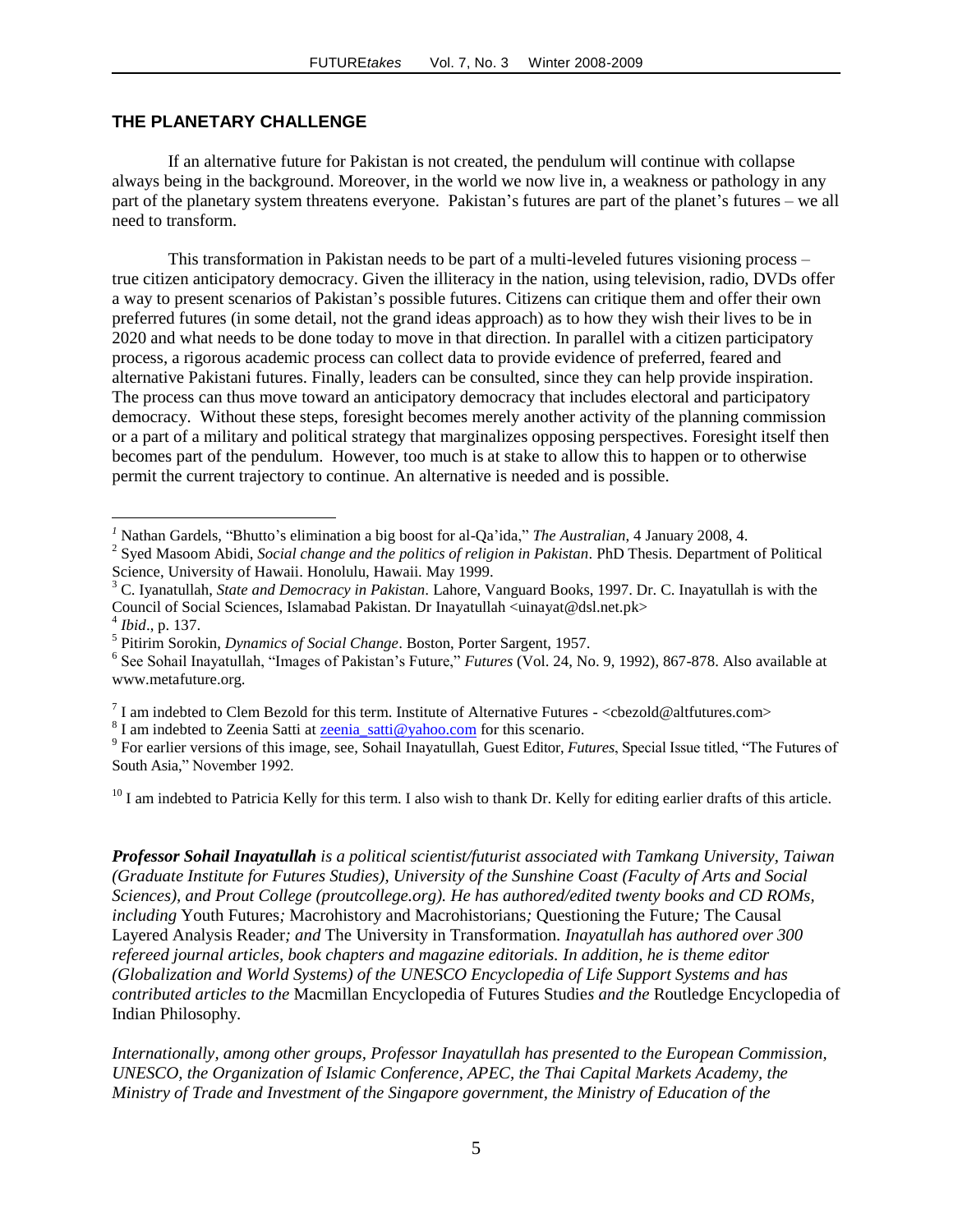## THE PLANETARY CHALLENGE

If an alternative future for Pakistan is not created, the pendulum will continue with collapse always being in the background. Moreover, in the world we now live in, a weakness or pathology in any part of the planetary system threatens everyone. Pakistan's futures are part of the planet's futures – we all need to transform.

This transformation in Pakistan needs to be part of a multi-leveled futures visioning process – true citizen anticipatory democracy. Given the illiteracy in the nation, using television, radio, DVDs offer a way to present scenarios of Pakistan's possible futures. Citizens can critique them and offer their own preferred futures (in some detail, not the grand ideas approach) as to how they wish their lives to be in 2020 and what needs to be done today to move in that direction. In parallel with a citizen participatory process, a rigorous academic process can collect data to provide evidence of preferred, feared and alternative Pakistani futures. Finally, leaders can be consulted, since they can help provide inspiration. The process can thus move toward an anticipatory democracy that includes electoral and participatory democracy. Without these steps, foresight becomes merely another activity of the planning commission or a part of a military and political strategy that marginalizes opposing perspectives. Foresight itself then becomes part of the pendulum. However, too much is at stake to allow this to happen or to otherwise permit the current trajectory to continue. An alternative is needed and is possible.

---

[1] Nathan Gardels, "Bhutto's elimination a big boost for al-Qa'ida," *The Australian*, 4 January 2008, 4.

[2] Syed Masoom Abidi, *Social change and the politics of religion in Pakistan*. PhD Thesis. Department of Political Science, University of Hawaii. Honolulu, Hawaii. May 1999.

[3] C. Iyanatullah, *State and Democracy in Pakistan*. Lahore, Vanguard Books, 1997. Dr. C. Inayatullah is with the Council of Social Sciences, Islamabad Pakistan. Dr Inayatullah <uinayat@dsl.net.pk>

[4] *Ibid*., p. 137.

[5] Pitirim Sorokin, *Dynamics of Social Change*. Boston, Porter Sargent, 1957.

[6] See Sohail Inayatullah, "Images of Pakistan's Future," *Futures* (Vol. 24, No. 9, 1992), 867-878. Also available at www.metafuture.org.

[7] I am indebted to Clem Bezold for this term. Institute of Alternative Futures - <cbezold@altfutures.com>

[8] I am indebted to Zeenia Satti at zeenia_satti@yahoo.com for this scenario.

[9] For earlier versions of this image, see, Sohail Inayatullah, Guest Editor, *Futures*, Special Issue titled, "The Futures of South Asia," November 1992.

[10] I am indebted to Patricia Kelly for this term. I also wish to thank Dr. Kelly for editing earlier drafts of this article.

***Professor Sohail Inayatullah*** *is a political scientist/futurist associated with Tamkang University, Taiwan (Graduate Institute for Futures Studies), University of the Sunshine Coast (Faculty of Arts and Social Sciences), and Prout College (proutcollege.org). He has authored/edited twenty books and CD ROMs, including* Youth Futures*;* Macrohistory and Macrohistorians*;* Questioning the Future*;* The Causal Layered Analysis Reader*; and* The University in Transformation*. Inayatullah has authored over 300 refereed journal articles, book chapters and magazine editorials. In addition, he is theme editor (Globalization and World Systems) of the UNESCO Encyclopedia of Life Support Systems and has contributed articles to the* Macmillan Encyclopedia of Futures Studie*s and the* Routledge Encyclopedia of Indian Philosophy*.*

*Internationally, among other groups, Professor Inayatullah has presented to the European Commission, UNESCO, the Organization of Islamic Conference, APEC, the Thai Capital Markets Academy, the Ministry of Trade and Investment of the Singapore government, the Ministry of Education of the*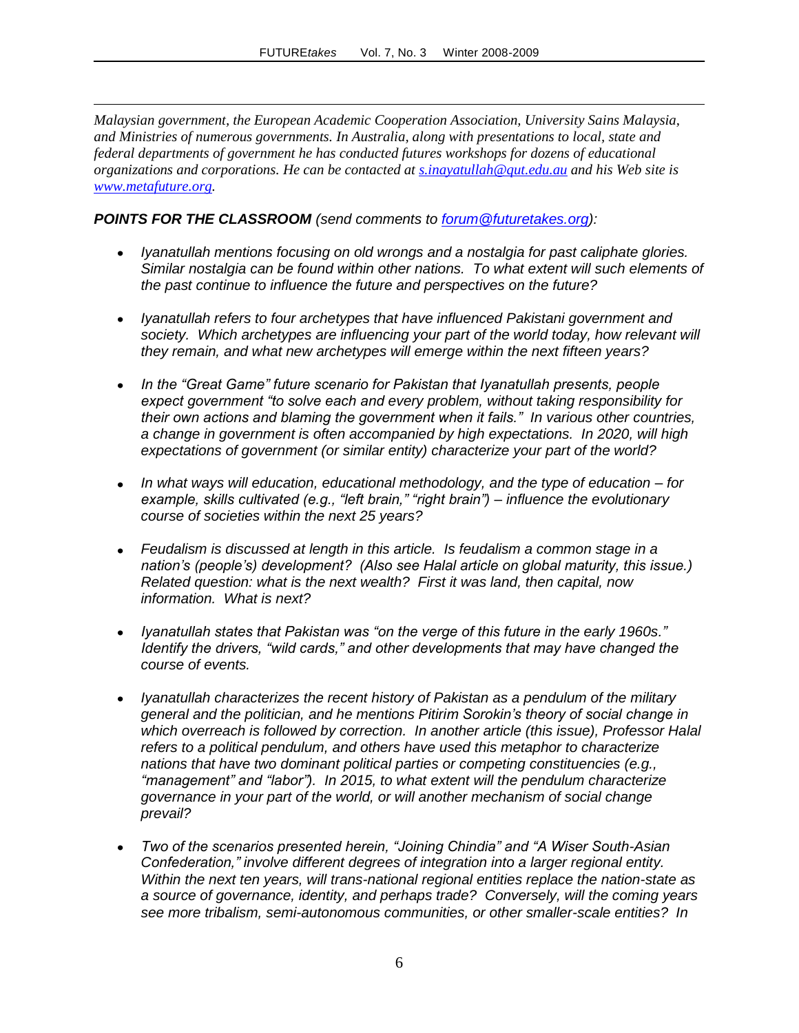*Malaysian government, the European Academic Cooperation Association, University Sains Malaysia, and Ministries of numerous governments. In Australia, along with presentations to local, state and federal departments of government he has conducted futures workshops for dozens of educational organizations and corporations. He can be contacted at [s.inayatullah@qut.edu.au](mailto:s.inayatullah@qut.edu.au) and his Web site is [www.metafuture.org](http://www.metafuture.org).*

***POINTS FOR THE CLASSROOM*** *(send comments to [forum@futuretakes.org](mailto:forum@futuretakes.org)):*

- *Iyanatullah mentions focusing on old wrongs and a nostalgia for past caliphate glories. Similar nostalgia can be found within other nations. To what extent will such elements of the past continue to influence the future and perspectives on the future?*

- *Iyanatullah refers to four archetypes that have influenced Pakistani government and society. Which archetypes are influencing your part of the world today, how relevant will they remain, and what new archetypes will emerge within the next fifteen years?*

- *In the "Great Game" future scenario for Pakistan that Iyanatullah presents, people expect government "to solve each and every problem, without taking responsibility for their own actions and blaming the government when it fails." In various other countries, a change in government is often accompanied by high expectations. In 2020, will high expectations of government (or similar entity) characterize your part of the world?*

- *In what ways will education, educational methodology, and the type of education – for example, skills cultivated (e.g., "left brain," "right brain") – influence the evolutionary course of societies within the next 25 years?*

- *Feudalism is discussed at length in this article. Is feudalism a common stage in a nation's (people's) development? (Also see Halal article on global maturity, this issue.) Related question: what is the next wealth? First it was land, then capital, now information. What is next?*

- *Iyanatullah states that Pakistan was "on the verge of this future in the early 1960s." Identify the drivers, "wild cards," and other developments that may have changed the course of events.*

- *Iyanatullah characterizes the recent history of Pakistan as a pendulum of the military general and the politician, and he mentions Pitirim Sorokin's theory of social change in which overreach is followed by correction. In another article (this issue), Professor Halal refers to a political pendulum, and others have used this metaphor to characterize nations that have two dominant political parties or competing constituencies (e.g., "management" and "labor"). In 2015, to what extent will the pendulum characterize governance in your part of the world, or will another mechanism of social change prevail?*

- *Two of the scenarios presented herein, "Joining Chindia" and "A Wiser South-Asian Confederation," involve different degrees of integration into a larger regional entity. Within the next ten years, will trans-national regional entities replace the nation-state as a source of governance, identity, and perhaps trade? Conversely, will the coming years see more tribalism, semi-autonomous communities, or other smaller-scale entities? In*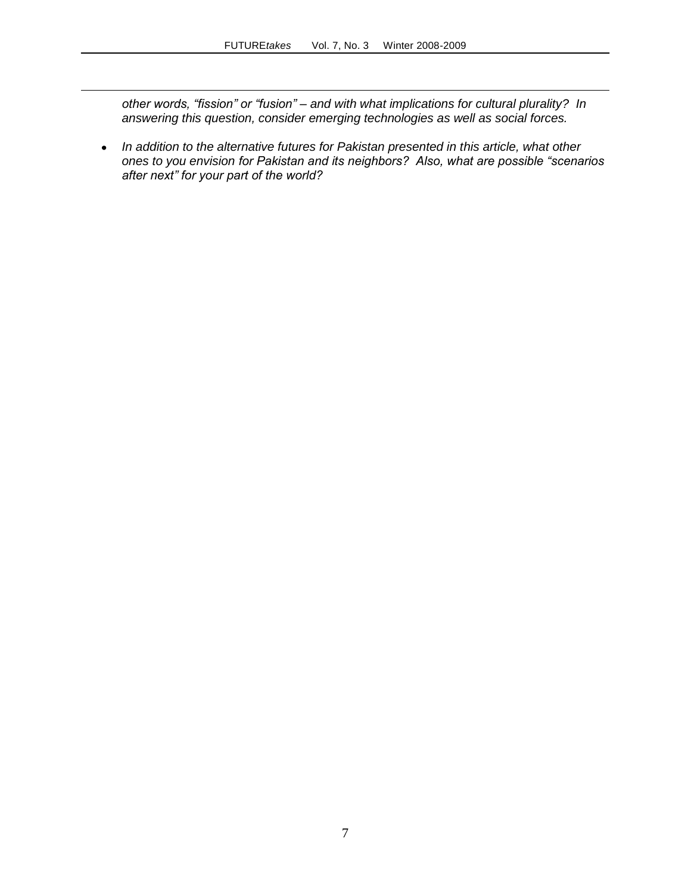*other words, "fission" or "fusion" – and with what implications for cultural plurality? In answering this question, consider emerging technologies as well as social forces.*

- *In addition to the alternative futures for Pakistan presented in this article, what other ones to you envision for Pakistan and its neighbors? Also, what are possible "scenarios after next" for your part of the world?*